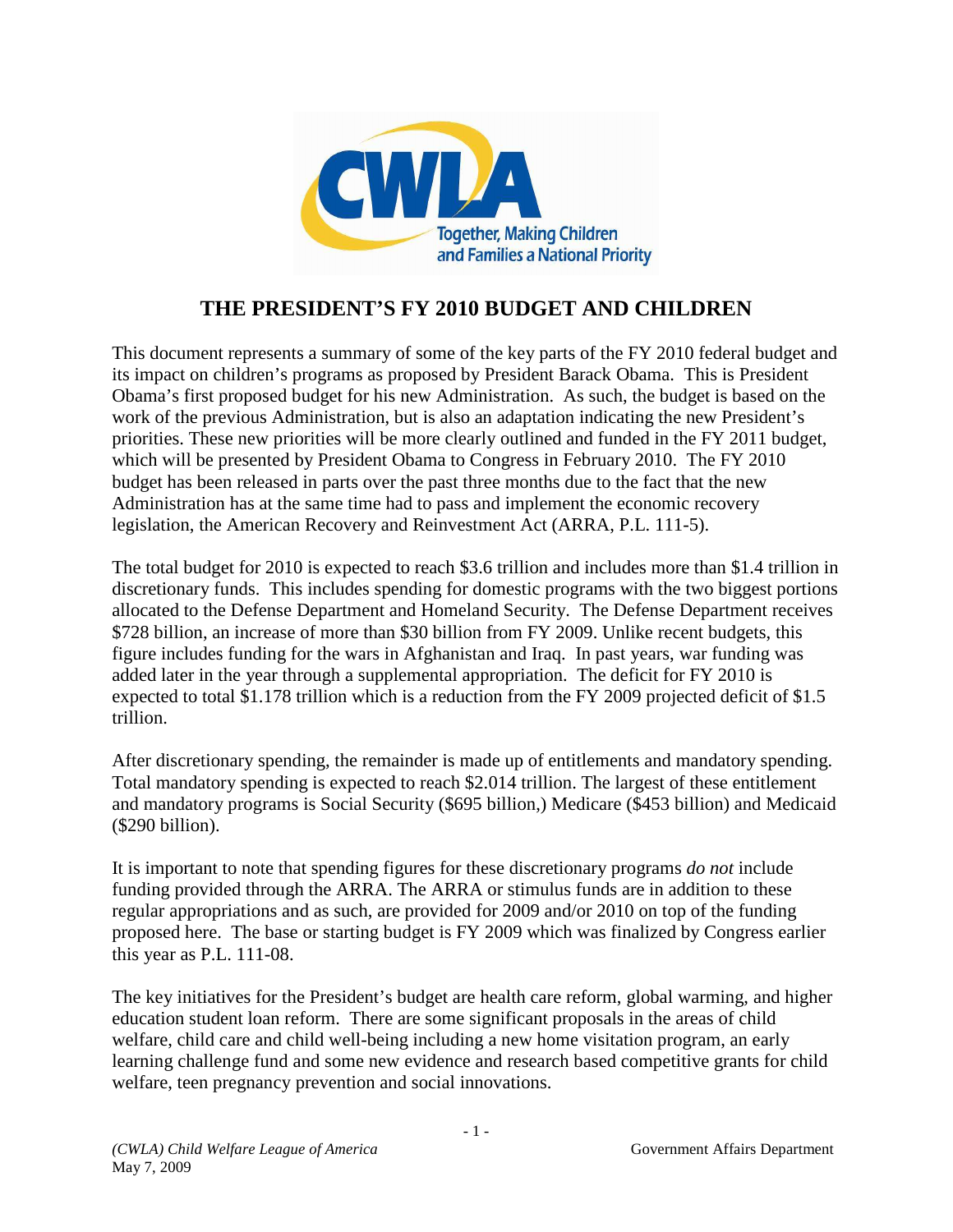# THE PRESIDENT'S FY 2010 BUDGET AND CHILDREN

This document represents a summary of some of the key parts of the FY 2010 federal budget and its impact on children's programs as proposed by President Barack Obama. This is President Obama's first proposed budget for his new Administration. As such, the budget is based on the work of the previous Administration, but is also an adaptation indicating the new President's priorities. These new priorities will be more clearly outlined and funded in the FY 2011 budget, which will be presented by President Obama to Congress in February 2010. The FY 2010 budget has been released in parts over the past three months due to the fact that the new Administration has at the same time had to pass and implement the economic recovery legislation, the American Recovery and Reinvestment Act (ARRA, P.L. 111-5).

The total budget for 2010 is expected to reach $3.6 trillion and includes more than $1.4 trillion in discretionary funds. This includes spending for domestic programs with the two biggest portions allocated to the Defense Department and Homeland Security. The Defense Department receives $728 billion, an increase of more than $30 billion from FY 2009. Unlike recent budgets, this figure includes funding for the wars in Afghanistan and Iraq. In past years, war funding was added later in the year through a supplemental appropriation. The deficit for FY 2010 is expected to total $1.178 trillion which is a reduction from the FY 2009 projected deficit of $1.5 trillion.

After discretionary spending, the remainder is made up of entitlements and mandatory spending. Total mandatory spending is expected to reach $2.014 trillion. The largest of these entitlement and mandatory programs is Social Security ($695 billion,) Medicare ($453 billion) and Medicaid ($290 billion).

It is important to note that spending figures for these discretionary programs *do not* include funding provided through the ARRA. The ARRA or stimulus funds are in addition to these regular appropriations and as such, are provided for 2009 and/or 2010 on top of the funding proposed here. The base or starting budget is FY 2009 which was finalized by Congress earlier this year as P.L. 111-08.

The key initiatives for the President's budget are health care reform, global warming, and higher education student loan reform. There are some significant proposals in the areas of child welfare, child care and child well-being including a new home visitation program, an early learning challenge fund and some new evidence and research based competitive grants for child welfare, teen pregnancy prevention and social innovations.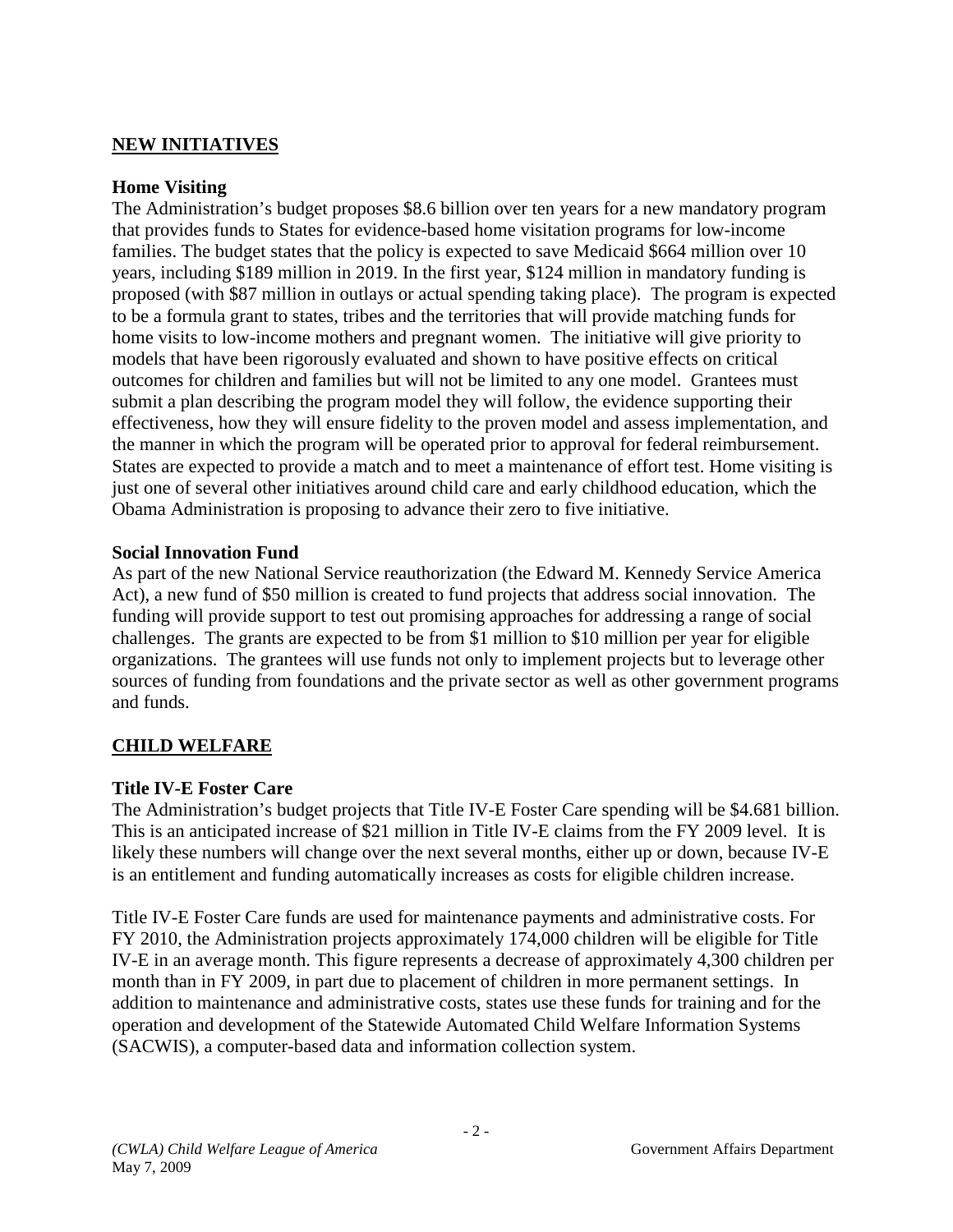## NEW INITIATIVES

### Home Visiting

The Administration's budget proposes $8.6 billion over ten years for a new mandatory program that provides funds to States for evidence-based home visitation programs for low-income families. The budget states that the policy is expected to save Medicaid $664 million over 10 years, including $189 million in 2019. In the first year, $124 million in mandatory funding is proposed (with $87 million in outlays or actual spending taking place). The program is expected to be a formula grant to states, tribes and the territories that will provide matching funds for home visits to low-income mothers and pregnant women. The initiative will give priority to models that have been rigorously evaluated and shown to have positive effects on critical outcomes for children and families but will not be limited to any one model. Grantees must submit a plan describing the program model they will follow, the evidence supporting their effectiveness, how they will ensure fidelity to the proven model and assess implementation, and the manner in which the program will be operated prior to approval for federal reimbursement. States are expected to provide a match and to meet a maintenance of effort test. Home visiting is just one of several other initiatives around child care and early childhood education, which the Obama Administration is proposing to advance their zero to five initiative.

### Social Innovation Fund

As part of the new National Service reauthorization (the Edward M. Kennedy Service America Act), a new fund of $50 million is created to fund projects that address social innovation. The funding will provide support to test out promising approaches for addressing a range of social challenges. The grants are expected to be from $1 million to $10 million per year for eligible organizations. The grantees will use funds not only to implement projects but to leverage other sources of funding from foundations and the private sector as well as other government programs and funds.

## CHILD WELFARE

### Title IV-E Foster Care

The Administration's budget projects that Title IV-E Foster Care spending will be $4.681 billion. This is an anticipated increase of $21 million in Title IV-E claims from the FY 2009 level. It is likely these numbers will change over the next several months, either up or down, because IV-E is an entitlement and funding automatically increases as costs for eligible children increase.

Title IV-E Foster Care funds are used for maintenance payments and administrative costs. For FY 2010, the Administration projects approximately 174,000 children will be eligible for Title IV-E in an average month. This figure represents a decrease of approximately 4,300 children per month than in FY 2009, in part due to placement of children in more permanent settings. In addition to maintenance and administrative costs, states use these funds for training and for the operation and development of the Statewide Automated Child Welfare Information Systems (SACWIS), a computer-based data and information collection system.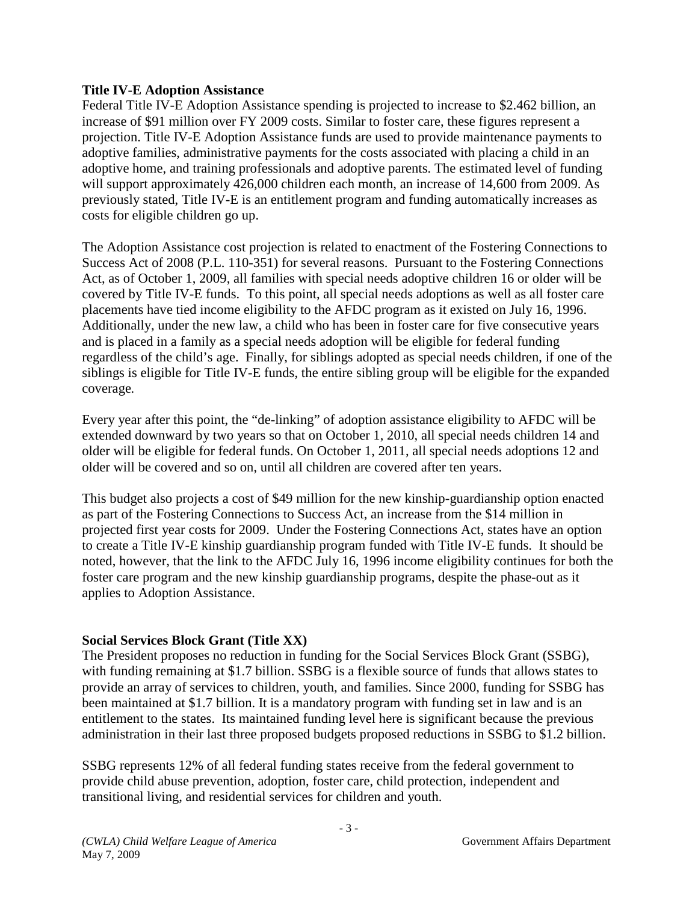### Title IV-E Adoption Assistance

Federal Title IV-E Adoption Assistance spending is projected to increase to $2.462 billion, an increase of $91 million over FY 2009 costs. Similar to foster care, these figures represent a projection. Title IV-E Adoption Assistance funds are used to provide maintenance payments to adoptive families, administrative payments for the costs associated with placing a child in an adoptive home, and training professionals and adoptive parents. The estimated level of funding will support approximately 426,000 children each month, an increase of 14,600 from 2009. As previously stated, Title IV-E is an entitlement program and funding automatically increases as costs for eligible children go up.

The Adoption Assistance cost projection is related to enactment of the Fostering Connections to Success Act of 2008 (P.L. 110-351) for several reasons. Pursuant to the Fostering Connections Act, as of October 1, 2009, all families with special needs adoptive children 16 or older will be covered by Title IV-E funds. To this point, all special needs adoptions as well as all foster care placements have tied income eligibility to the AFDC program as it existed on July 16, 1996. Additionally, under the new law, a child who has been in foster care for five consecutive years and is placed in a family as a special needs adoption will be eligible for federal funding regardless of the child's age. Finally, for siblings adopted as special needs children, if one of the siblings is eligible for Title IV-E funds, the entire sibling group will be eligible for the expanded coverage.

Every year after this point, the "de-linking" of adoption assistance eligibility to AFDC will be extended downward by two years so that on October 1, 2010, all special needs children 14 and older will be eligible for federal funds. On October 1, 2011, all special needs adoptions 12 and older will be covered and so on, until all children are covered after ten years.

This budget also projects a cost of $49 million for the new kinship-guardianship option enacted as part of the Fostering Connections to Success Act, an increase from the $14 million in projected first year costs for 2009. Under the Fostering Connections Act, states have an option to create a Title IV-E kinship guardianship program funded with Title IV-E funds. It should be noted, however, that the link to the AFDC July 16, 1996 income eligibility continues for both the foster care program and the new kinship guardianship programs, despite the phase-out as it applies to Adoption Assistance.

### Social Services Block Grant (Title XX)

The President proposes no reduction in funding for the Social Services Block Grant (SSBG), with funding remaining at $1.7 billion. SSBG is a flexible source of funds that allows states to provide an array of services to children, youth, and families. Since 2000, funding for SSBG has been maintained at $1.7 billion. It is a mandatory program with funding set in law and is an entitlement to the states. Its maintained funding level here is significant because the previous administration in their last three proposed budgets proposed reductions in SSBG to $1.2 billion.

SSBG represents 12% of all federal funding states receive from the federal government to provide child abuse prevention, adoption, foster care, child protection, independent and transitional living, and residential services for children and youth.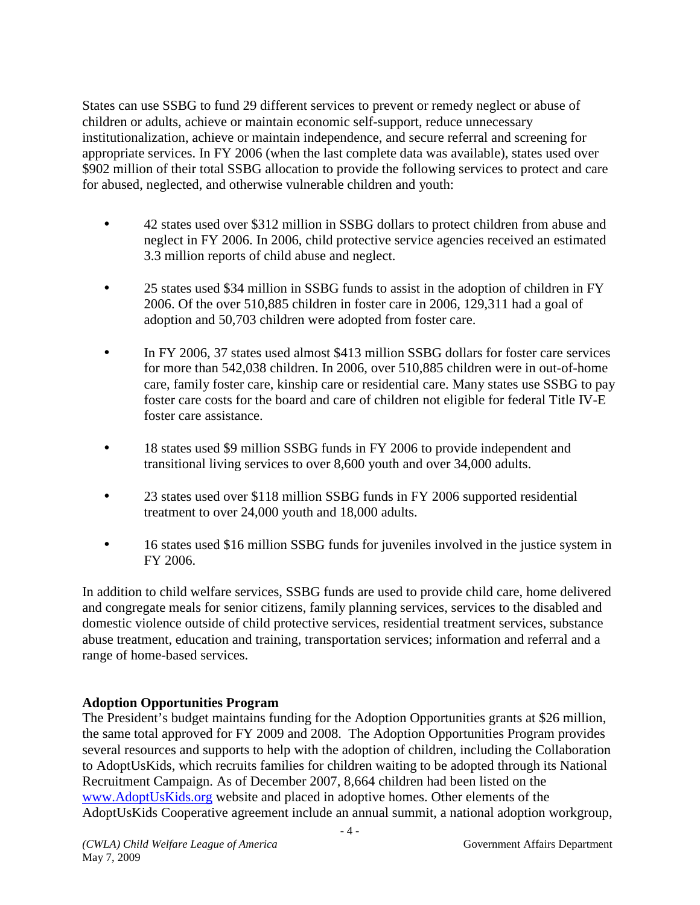States can use SSBG to fund 29 different services to prevent or remedy neglect or abuse of children or adults, achieve or maintain economic self-support, reduce unnecessary institutionalization, achieve or maintain independence, and secure referral and screening for appropriate services. In FY 2006 (when the last complete data was available), states used over $902 million of their total SSBG allocation to provide the following services to protect and care for abused, neglected, and otherwise vulnerable children and youth:

- 42 states used over $312 million in SSBG dollars to protect children from abuse and neglect in FY 2006. In 2006, child protective service agencies received an estimated 3.3 million reports of child abuse and neglect.
- 25 states used $34 million in SSBG funds to assist in the adoption of children in FY 2006. Of the over 510,885 children in foster care in 2006, 129,311 had a goal of adoption and 50,703 children were adopted from foster care.
- In FY 2006, 37 states used almost $413 million SSBG dollars for foster care services for more than 542,038 children. In 2006, over 510,885 children were in out-of-home care, family foster care, kinship care or residential care. Many states use SSBG to pay foster care costs for the board and care of children not eligible for federal Title IV-E foster care assistance.
- 18 states used $9 million SSBG funds in FY 2006 to provide independent and transitional living services to over 8,600 youth and over 34,000 adults.
- 23 states used over $118 million SSBG funds in FY 2006 supported residential treatment to over 24,000 youth and 18,000 adults.
- 16 states used $16 million SSBG funds for juveniles involved in the justice system in FY 2006.

In addition to child welfare services, SSBG funds are used to provide child care, home delivered and congregate meals for senior citizens, family planning services, services to the disabled and domestic violence outside of child protective services, residential treatment services, substance abuse treatment, education and training, transportation services; information and referral and a range of home-based services.

**Adoption Opportunities Program**

The President's budget maintains funding for the Adoption Opportunities grants at $26 million, the same total approved for FY 2009 and 2008. The Adoption Opportunities Program provides several resources and supports to help with the adoption of children, including the Collaboration to AdoptUsKids, which recruits families for children waiting to be adopted through its National Recruitment Campaign. As of December 2007, 8,664 children had been listed on the www.AdoptUsKids.org website and placed in adoptive homes. Other elements of the AdoptUsKids Cooperative agreement include an annual summit, a national adoption workgroup,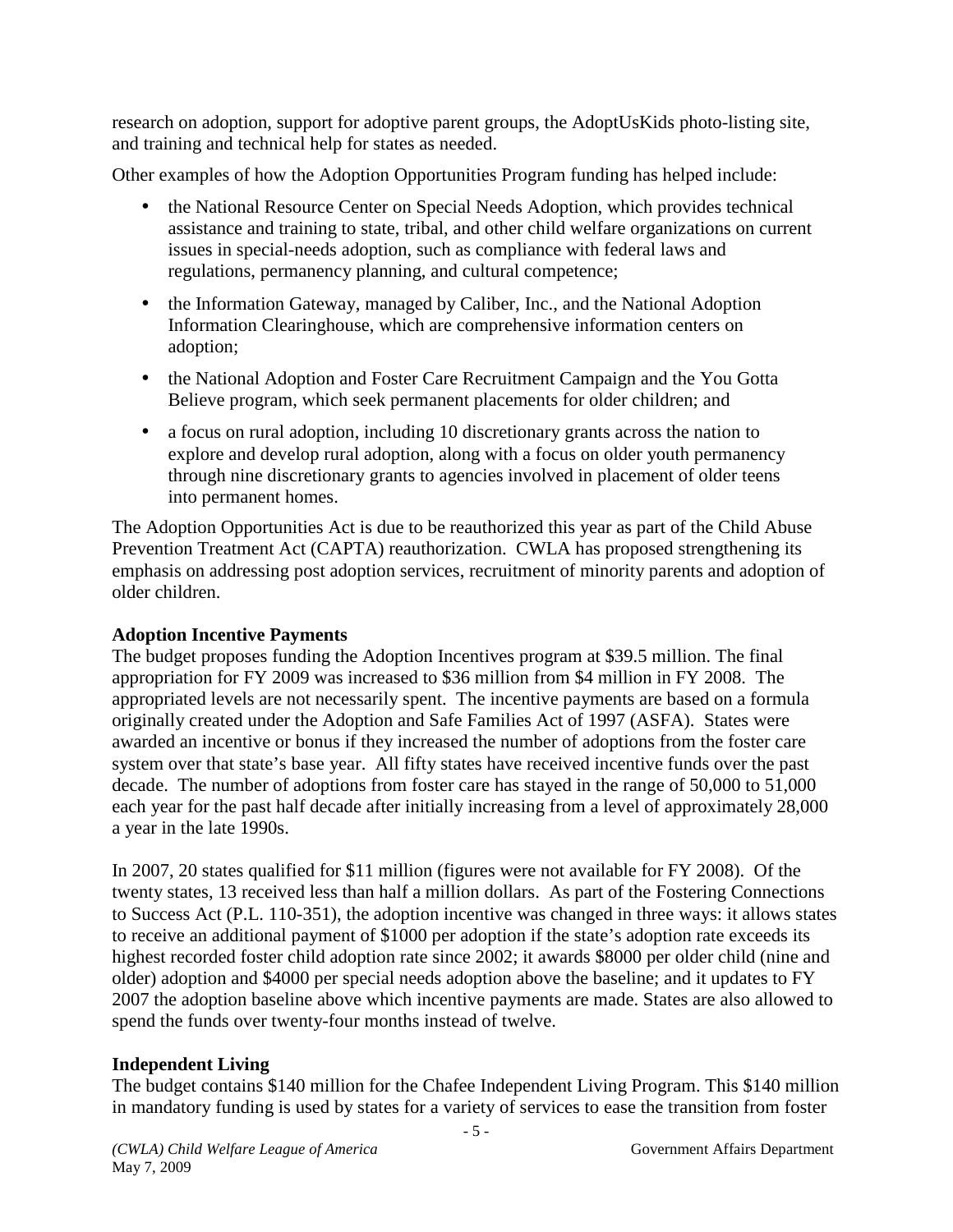research on adoption, support for adoptive parent groups, the AdoptUsKids photo-listing site, and training and technical help for states as needed.

Other examples of how the Adoption Opportunities Program funding has helped include:

- the National Resource Center on Special Needs Adoption, which provides technical assistance and training to state, tribal, and other child welfare organizations on current issues in special-needs adoption, such as compliance with federal laws and regulations, permanency planning, and cultural competence;
- the Information Gateway, managed by Caliber, Inc., and the National Adoption Information Clearinghouse, which are comprehensive information centers on adoption;
- the National Adoption and Foster Care Recruitment Campaign and the You Gotta Believe program, which seek permanent placements for older children; and
- a focus on rural adoption, including 10 discretionary grants across the nation to explore and develop rural adoption, along with a focus on older youth permanency through nine discretionary grants to agencies involved in placement of older teens into permanent homes.

The Adoption Opportunities Act is due to be reauthorized this year as part of the Child Abuse Prevention Treatment Act (CAPTA) reauthorization. CWLA has proposed strengthening its emphasis on addressing post adoption services, recruitment of minority parents and adoption of older children.

**Adoption Incentive Payments**

The budget proposes funding the Adoption Incentives program at \$39.5 million. The final appropriation for FY 2009 was increased to \$36 million from \$4 million in FY 2008. The appropriated levels are not necessarily spent. The incentive payments are based on a formula originally created under the Adoption and Safe Families Act of 1997 (ASFA). States were awarded an incentive or bonus if they increased the number of adoptions from the foster care system over that state's base year. All fifty states have received incentive funds over the past decade. The number of adoptions from foster care has stayed in the range of 50,000 to 51,000 each year for the past half decade after initially increasing from a level of approximately 28,000 a year in the late 1990s.

In 2007, 20 states qualified for \$11 million (figures were not available for FY 2008). Of the twenty states, 13 received less than half a million dollars. As part of the Fostering Connections to Success Act (P.L. 110-351), the adoption incentive was changed in three ways: it allows states to receive an additional payment of \$1000 per adoption if the state's adoption rate exceeds its highest recorded foster child adoption rate since 2002; it awards \$8000 per older child (nine and older) adoption and \$4000 per special needs adoption above the baseline; and it updates to FY 2007 the adoption baseline above which incentive payments are made. States are also allowed to spend the funds over twenty-four months instead of twelve.

**Independent Living**

The budget contains \$140 million for the Chafee Independent Living Program. This \$140 million in mandatory funding is used by states for a variety of services to ease the transition from foster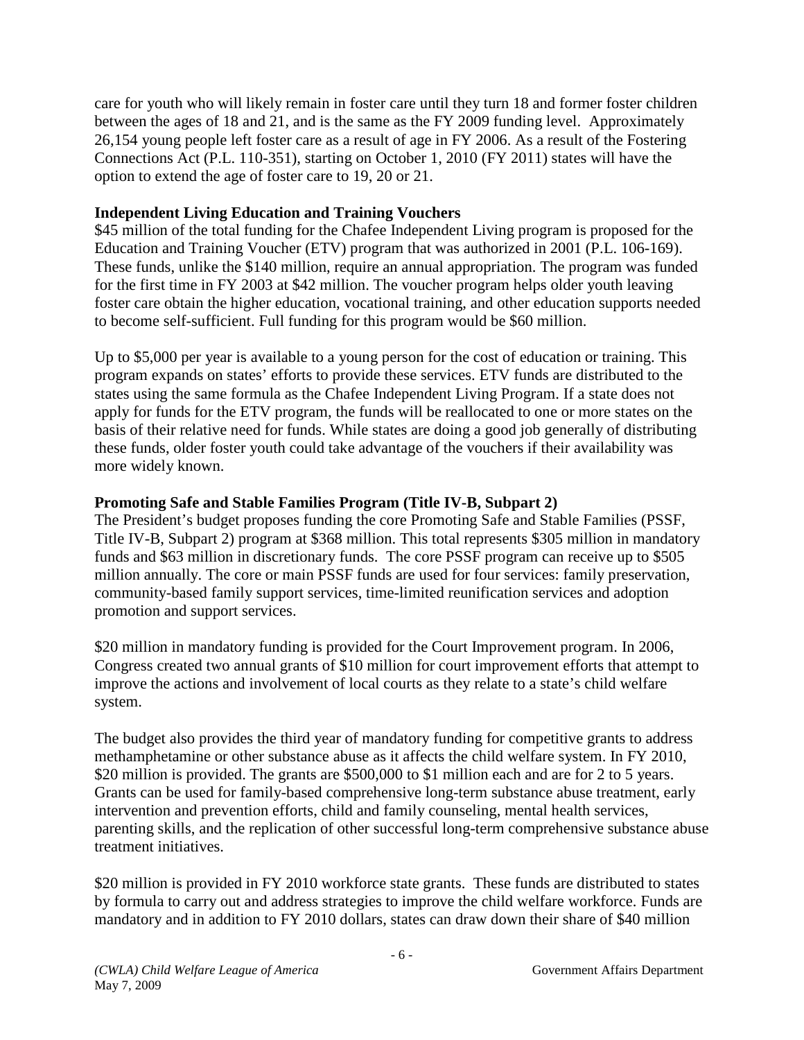care for youth who will likely remain in foster care until they turn 18 and former foster children between the ages of 18 and 21, and is the same as the FY 2009 funding level. Approximately 26,154 young people left foster care as a result of age in FY 2006. As a result of the Fostering Connections Act (P.L. 110-351), starting on October 1, 2010 (FY 2011) states will have the option to extend the age of foster care to 19, 20 or 21.

**Independent Living Education and Training Vouchers**

$45 million of the total funding for the Chafee Independent Living program is proposed for the Education and Training Voucher (ETV) program that was authorized in 2001 (P.L. 106-169). These funds, unlike the $140 million, require an annual appropriation. The program was funded for the first time in FY 2003 at $42 million. The voucher program helps older youth leaving foster care obtain the higher education, vocational training, and other education supports needed to become self-sufficient. Full funding for this program would be $60 million.

Up to $5,000 per year is available to a young person for the cost of education or training. This program expands on states' efforts to provide these services. ETV funds are distributed to the states using the same formula as the Chafee Independent Living Program. If a state does not apply for funds for the ETV program, the funds will be reallocated to one or more states on the basis of their relative need for funds. While states are doing a good job generally of distributing these funds, older foster youth could take advantage of the vouchers if their availability was more widely known.

**Promoting Safe and Stable Families Program (Title IV-B, Subpart 2)**

The President's budget proposes funding the core Promoting Safe and Stable Families (PSSF, Title IV-B, Subpart 2) program at $368 million. This total represents $305 million in mandatory funds and $63 million in discretionary funds. The core PSSF program can receive up to $505 million annually. The core or main PSSF funds are used for four services: family preservation, community-based family support services, time-limited reunification services and adoption promotion and support services.

$20 million in mandatory funding is provided for the Court Improvement program. In 2006, Congress created two annual grants of $10 million for court improvement efforts that attempt to improve the actions and involvement of local courts as they relate to a state's child welfare system.

The budget also provides the third year of mandatory funding for competitive grants to address methamphetamine or other substance abuse as it affects the child welfare system. In FY 2010, $20 million is provided. The grants are $500,000 to $1 million each and are for 2 to 5 years. Grants can be used for family-based comprehensive long-term substance abuse treatment, early intervention and prevention efforts, child and family counseling, mental health services, parenting skills, and the replication of other successful long-term comprehensive substance abuse treatment initiatives.

$20 million is provided in FY 2010 workforce state grants. These funds are distributed to states by formula to carry out and address strategies to improve the child welfare workforce. Funds are mandatory and in addition to FY 2010 dollars, states can draw down their share of $40 million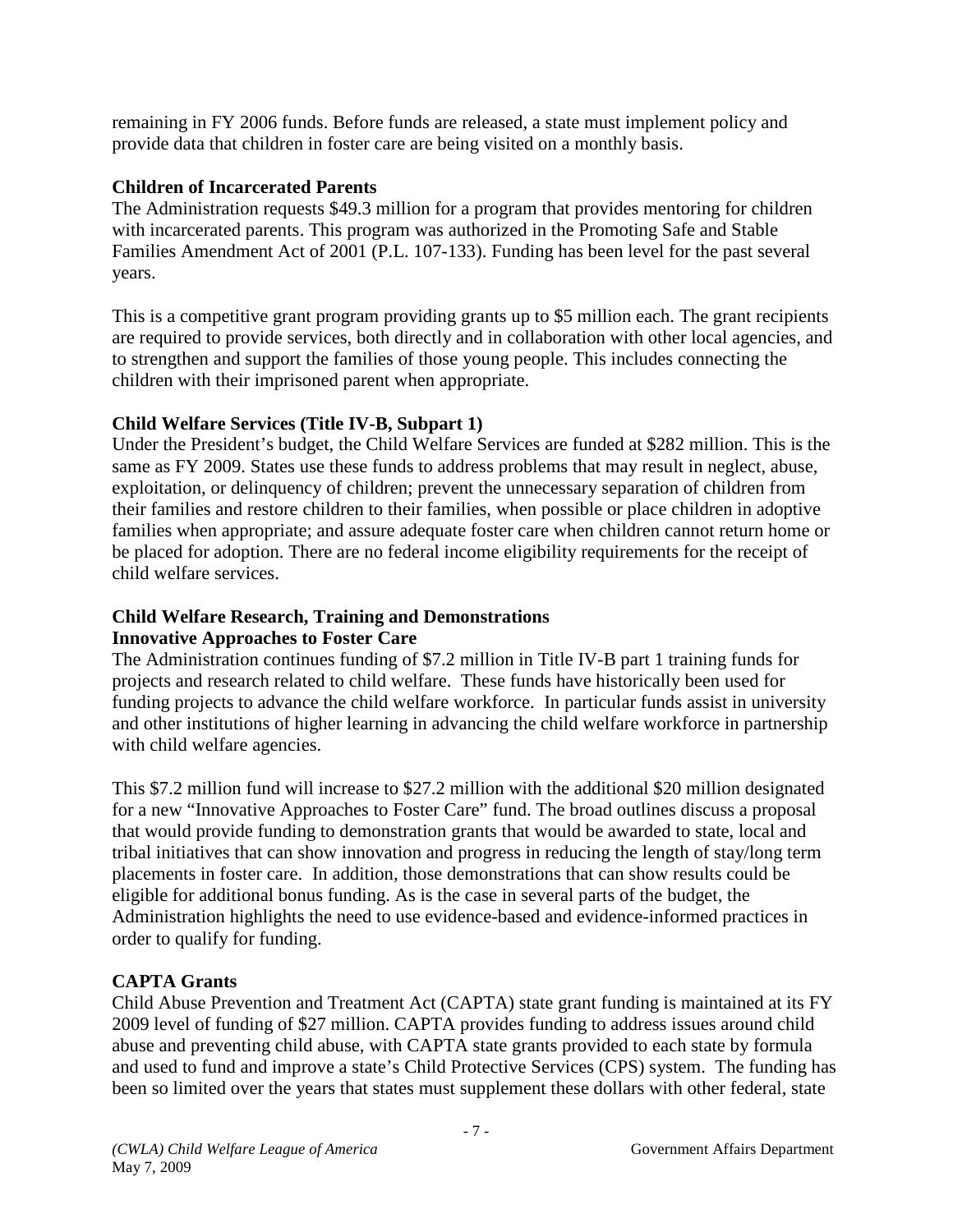remaining in FY 2006 funds. Before funds are released, a state must implement policy and provide data that children in foster care are being visited on a monthly basis.

**Children of Incarcerated Parents**

The Administration requests $49.3 million for a program that provides mentoring for children with incarcerated parents. This program was authorized in the Promoting Safe and Stable Families Amendment Act of 2001 (P.L. 107-133). Funding has been level for the past several years.

This is a competitive grant program providing grants up to $5 million each. The grant recipients are required to provide services, both directly and in collaboration with other local agencies, and to strengthen and support the families of those young people. This includes connecting the children with their imprisoned parent when appropriate.

**Child Welfare Services (Title IV-B, Subpart 1)**

Under the President's budget, the Child Welfare Services are funded at $282 million. This is the same as FY 2009. States use these funds to address problems that may result in neglect, abuse, exploitation, or delinquency of children; prevent the unnecessary separation of children from their families and restore children to their families, when possible or place children in adoptive families when appropriate; and assure adequate foster care when children cannot return home or be placed for adoption. There are no federal income eligibility requirements for the receipt of child welfare services.

**Child Welfare Research, Training and Demonstrations**
**Innovative Approaches to Foster Care**

The Administration continues funding of $7.2 million in Title IV-B part 1 training funds for projects and research related to child welfare. These funds have historically been used for funding projects to advance the child welfare workforce. In particular funds assist in university and other institutions of higher learning in advancing the child welfare workforce in partnership with child welfare agencies.

This $7.2 million fund will increase to $27.2 million with the additional $20 million designated for a new "Innovative Approaches to Foster Care" fund. The broad outlines discuss a proposal that would provide funding to demonstration grants that would be awarded to state, local and tribal initiatives that can show innovation and progress in reducing the length of stay/long term placements in foster care. In addition, those demonstrations that can show results could be eligible for additional bonus funding. As is the case in several parts of the budget, the Administration highlights the need to use evidence-based and evidence-informed practices in order to qualify for funding.

**CAPTA Grants**

Child Abuse Prevention and Treatment Act (CAPTA) state grant funding is maintained at its FY 2009 level of funding of $27 million. CAPTA provides funding to address issues around child abuse and preventing child abuse, with CAPTA state grants provided to each state by formula and used to fund and improve a state's Child Protective Services (CPS) system. The funding has been so limited over the years that states must supplement these dollars with other federal, state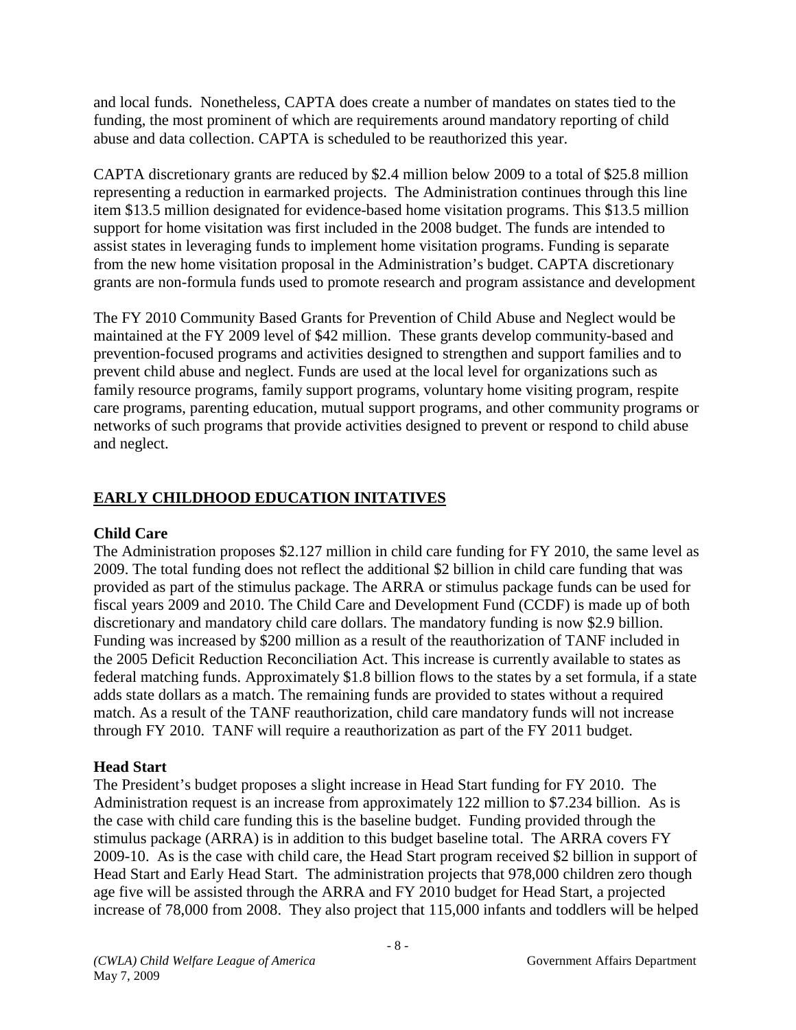and local funds. Nonetheless, CAPTA does create a number of mandates on states tied to the funding, the most prominent of which are requirements around mandatory reporting of child abuse and data collection. CAPTA is scheduled to be reauthorized this year.

CAPTA discretionary grants are reduced by $2.4 million below 2009 to a total of $25.8 million representing a reduction in earmarked projects. The Administration continues through this line item $13.5 million designated for evidence-based home visitation programs. This $13.5 million support for home visitation was first included in the 2008 budget. The funds are intended to assist states in leveraging funds to implement home visitation programs. Funding is separate from the new home visitation proposal in the Administration's budget. CAPTA discretionary grants are non-formula funds used to promote research and program assistance and development

The FY 2010 Community Based Grants for Prevention of Child Abuse and Neglect would be maintained at the FY 2009 level of $42 million. These grants develop community-based and prevention-focused programs and activities designed to strengthen and support families and to prevent child abuse and neglect. Funds are used at the local level for organizations such as family resource programs, family support programs, voluntary home visiting program, respite care programs, parenting education, mutual support programs, and other community programs or networks of such programs that provide activities designed to prevent or respond to child abuse and neglect.

## EARLY CHILDHOOD EDUCATION INITATIVES

### Child Care

The Administration proposes $2.127 million in child care funding for FY 2010, the same level as 2009. The total funding does not reflect the additional $2 billion in child care funding that was provided as part of the stimulus package. The ARRA or stimulus package funds can be used for fiscal years 2009 and 2010. The Child Care and Development Fund (CCDF) is made up of both discretionary and mandatory child care dollars. The mandatory funding is now $2.9 billion. Funding was increased by $200 million as a result of the reauthorization of TANF included in the 2005 Deficit Reduction Reconciliation Act. This increase is currently available to states as federal matching funds. Approximately $1.8 billion flows to the states by a set formula, if a state adds state dollars as a match. The remaining funds are provided to states without a required match. As a result of the TANF reauthorization, child care mandatory funds will not increase through FY 2010. TANF will require a reauthorization as part of the FY 2011 budget.

### Head Start

The President's budget proposes a slight increase in Head Start funding for FY 2010. The Administration request is an increase from approximately 122 million to $7.234 billion. As is the case with child care funding this is the baseline budget. Funding provided through the stimulus package (ARRA) is in addition to this budget baseline total. The ARRA covers FY 2009-10. As is the case with child care, the Head Start program received $2 billion in support of Head Start and Early Head Start. The administration projects that 978,000 children zero though age five will be assisted through the ARRA and FY 2010 budget for Head Start, a projected increase of 78,000 from 2008. They also project that 115,000 infants and toddlers will be helped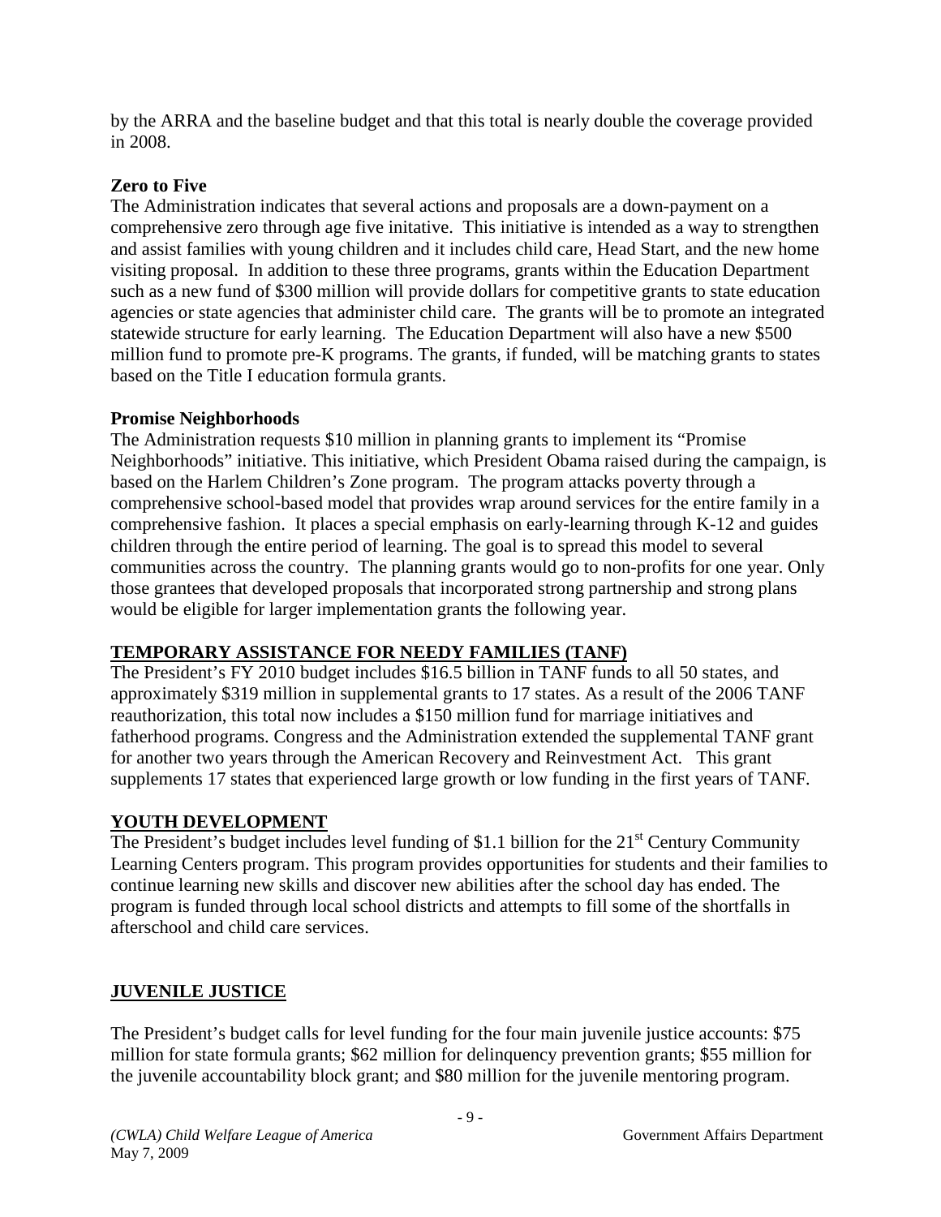by the ARRA and the baseline budget and that this total is nearly double the coverage provided in 2008.

**Zero to Five**

The Administration indicates that several actions and proposals are a down-payment on a comprehensive zero through age five initative. This initiative is intended as a way to strengthen and assist families with young children and it includes child care, Head Start, and the new home visiting proposal. In addition to these three programs, grants within the Education Department such as a new fund of $300 million will provide dollars for competitive grants to state education agencies or state agencies that administer child care. The grants will be to promote an integrated statewide structure for early learning. The Education Department will also have a new $500 million fund to promote pre-K programs. The grants, if funded, will be matching grants to states based on the Title I education formula grants.

**Promise Neighborhoods**

The Administration requests $10 million in planning grants to implement its "Promise Neighborhoods" initiative. This initiative, which President Obama raised during the campaign, is based on the Harlem Children's Zone program. The program attacks poverty through a comprehensive school-based model that provides wrap around services for the entire family in a comprehensive fashion. It places a special emphasis on early-learning through K-12 and guides children through the entire period of learning. The goal is to spread this model to several communities across the country. The planning grants would go to non-profits for one year. Only those grantees that developed proposals that incorporated strong partnership and strong plans would be eligible for larger implementation grants the following year.

## TEMPORARY ASSISTANCE FOR NEEDY FAMILIES (TANF)

The President's FY 2010 budget includes $16.5 billion in TANF funds to all 50 states, and approximately $319 million in supplemental grants to 17 states. As a result of the 2006 TANF reauthorization, this total now includes a $150 million fund for marriage initiatives and fatherhood programs. Congress and the Administration extended the supplemental TANF grant for another two years through the American Recovery and Reinvestment Act. This grant supplements 17 states that experienced large growth or low funding in the first years of TANF.

## YOUTH DEVELOPMENT

The President's budget includes level funding of $1.1 billion for the 21st Century Community Learning Centers program. This program provides opportunities for students and their families to continue learning new skills and discover new abilities after the school day has ended. The program is funded through local school districts and attempts to fill some of the shortfalls in afterschool and child care services.

## JUVENILE JUSTICE

The President's budget calls for level funding for the four main juvenile justice accounts: $75 million for state formula grants; $62 million for delinquency prevention grants; $55 million for the juvenile accountability block grant; and $80 million for the juvenile mentoring program.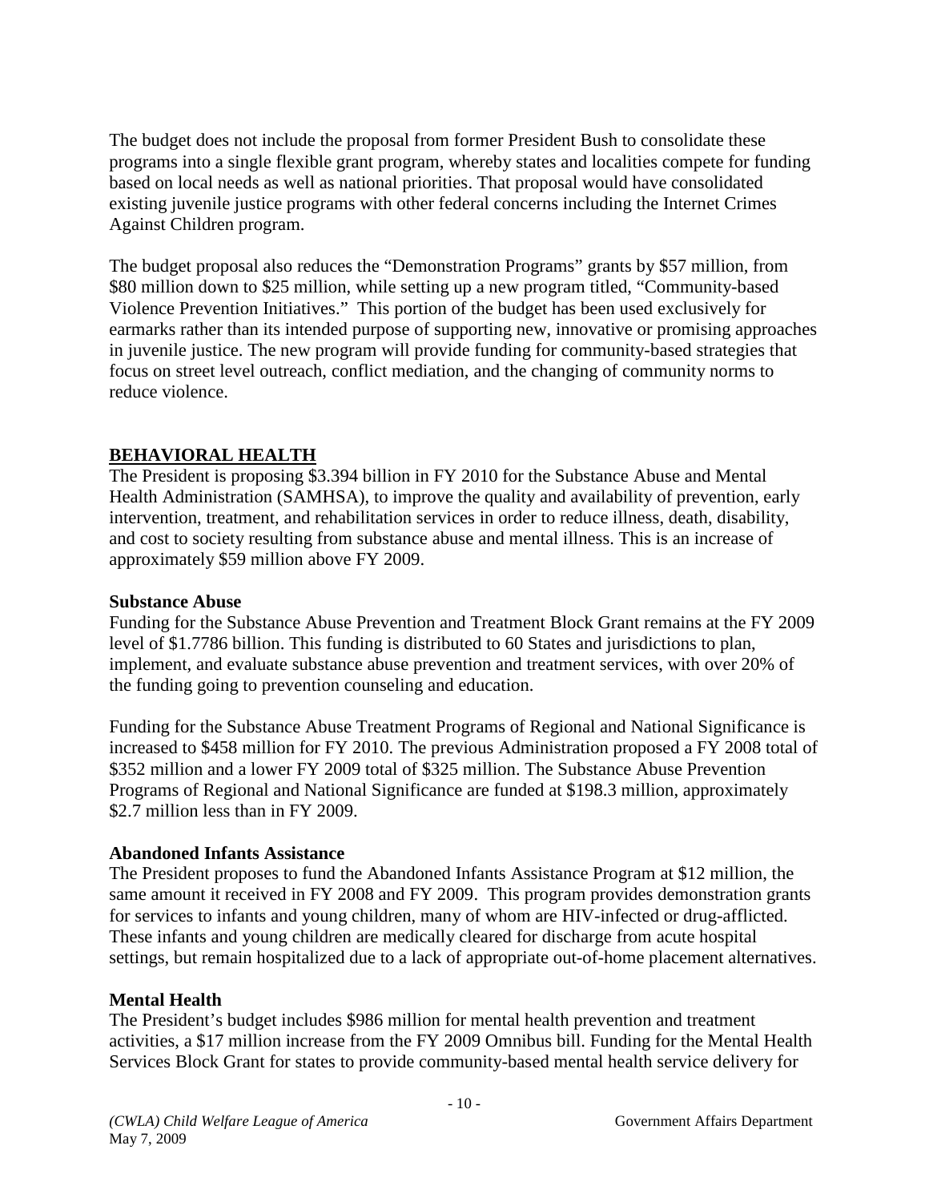The budget does not include the proposal from former President Bush to consolidate these programs into a single flexible grant program, whereby states and localities compete for funding based on local needs as well as national priorities. That proposal would have consolidated existing juvenile justice programs with other federal concerns including the Internet Crimes Against Children program.

The budget proposal also reduces the "Demonstration Programs" grants by $57 million, from $80 million down to $25 million, while setting up a new program titled, "Community-based Violence Prevention Initiatives." This portion of the budget has been used exclusively for earmarks rather than its intended purpose of supporting new, innovative or promising approaches in juvenile justice. The new program will provide funding for community-based strategies that focus on street level outreach, conflict mediation, and the changing of community norms to reduce violence.

## BEHAVIORAL HEALTH

The President is proposing $3.394 billion in FY 2010 for the Substance Abuse and Mental Health Administration (SAMHSA), to improve the quality and availability of prevention, early intervention, treatment, and rehabilitation services in order to reduce illness, death, disability, and cost to society resulting from substance abuse and mental illness. This is an increase of approximately $59 million above FY 2009.

### Substance Abuse

Funding for the Substance Abuse Prevention and Treatment Block Grant remains at the FY 2009 level of $1.7786 billion. This funding is distributed to 60 States and jurisdictions to plan, implement, and evaluate substance abuse prevention and treatment services, with over 20% of the funding going to prevention counseling and education.

Funding for the Substance Abuse Treatment Programs of Regional and National Significance is increased to $458 million for FY 2010. The previous Administration proposed a FY 2008 total of $352 million and a lower FY 2009 total of $325 million. The Substance Abuse Prevention Programs of Regional and National Significance are funded at $198.3 million, approximately $2.7 million less than in FY 2009.

### Abandoned Infants Assistance

The President proposes to fund the Abandoned Infants Assistance Program at $12 million, the same amount it received in FY 2008 and FY 2009. This program provides demonstration grants for services to infants and young children, many of whom are HIV-infected or drug-afflicted. These infants and young children are medically cleared for discharge from acute hospital settings, but remain hospitalized due to a lack of appropriate out-of-home placement alternatives.

### Mental Health

The President's budget includes $986 million for mental health prevention and treatment activities, a $17 million increase from the FY 2009 Omnibus bill. Funding for the Mental Health Services Block Grant for states to provide community-based mental health service delivery for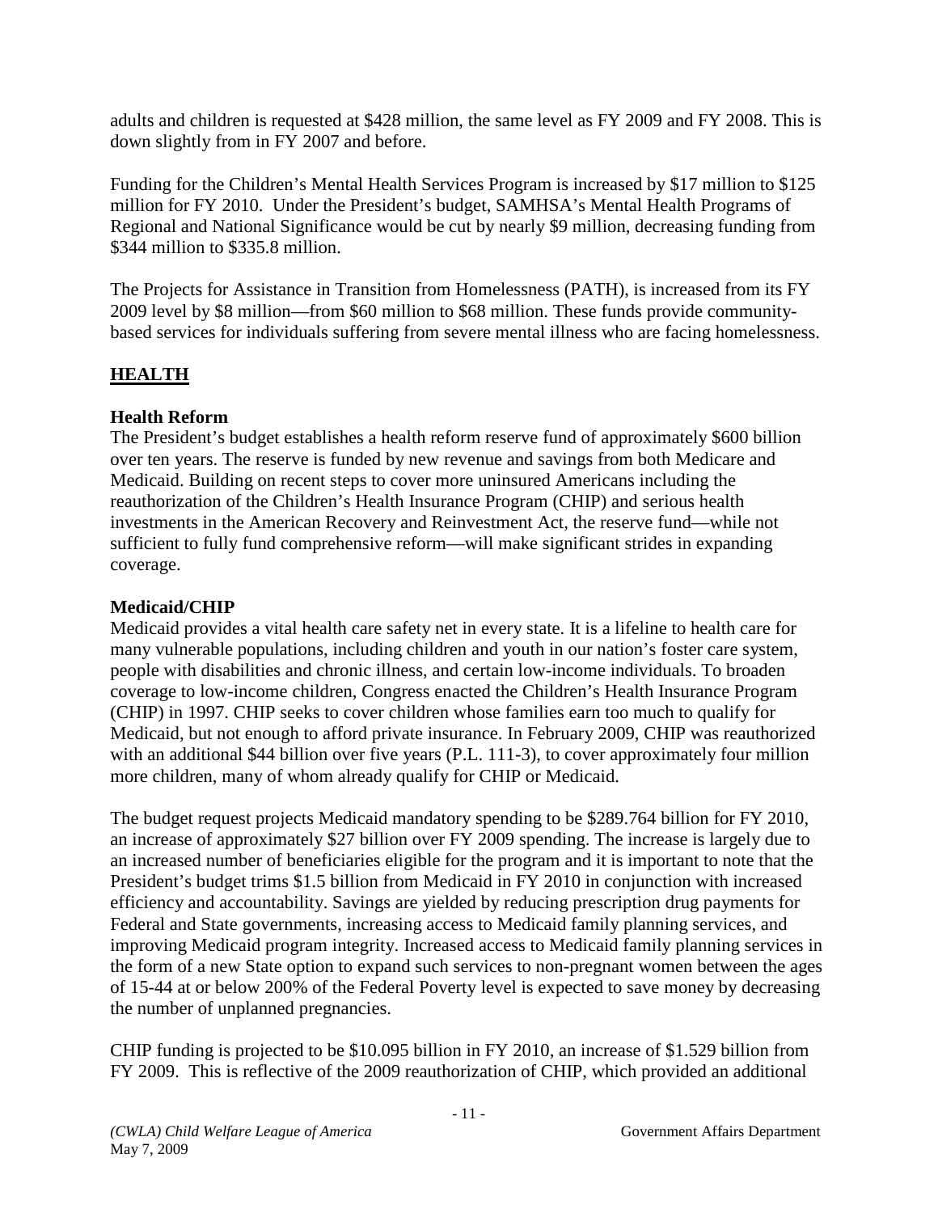adults and children is requested at $428 million, the same level as FY 2009 and FY 2008. This is down slightly from in FY 2007 and before.

Funding for the Children's Mental Health Services Program is increased by $17 million to $125 million for FY 2010. Under the President's budget, SAMHSA's Mental Health Programs of Regional and National Significance would be cut by nearly $9 million, decreasing funding from $344 million to $335.8 million.

The Projects for Assistance in Transition from Homelessness (PATH), is increased from its FY 2009 level by $8 million—from $60 million to $68 million. These funds provide community-based services for individuals suffering from severe mental illness who are facing homelessness.

## **HEALTH**

### Health Reform

The President's budget establishes a health reform reserve fund of approximately $600 billion over ten years. The reserve is funded by new revenue and savings from both Medicare and Medicaid. Building on recent steps to cover more uninsured Americans including the reauthorization of the Children's Health Insurance Program (CHIP) and serious health investments in the American Recovery and Reinvestment Act, the reserve fund—while not sufficient to fully fund comprehensive reform—will make significant strides in expanding coverage.

### Medicaid/CHIP

Medicaid provides a vital health care safety net in every state. It is a lifeline to health care for many vulnerable populations, including children and youth in our nation's foster care system, people with disabilities and chronic illness, and certain low-income individuals. To broaden coverage to low-income children, Congress enacted the Children's Health Insurance Program (CHIP) in 1997. CHIP seeks to cover children whose families earn too much to qualify for Medicaid, but not enough to afford private insurance. In February 2009, CHIP was reauthorized with an additional $44 billion over five years (P.L. 111-3), to cover approximately four million more children, many of whom already qualify for CHIP or Medicaid.

The budget request projects Medicaid mandatory spending to be $289.764 billion for FY 2010, an increase of approximately $27 billion over FY 2009 spending. The increase is largely due to an increased number of beneficiaries eligible for the program and it is important to note that the President's budget trims $1.5 billion from Medicaid in FY 2010 in conjunction with increased efficiency and accountability. Savings are yielded by reducing prescription drug payments for Federal and State governments, increasing access to Medicaid family planning services, and improving Medicaid program integrity. Increased access to Medicaid family planning services in the form of a new State option to expand such services to non-pregnant women between the ages of 15-44 at or below 200% of the Federal Poverty level is expected to save money by decreasing the number of unplanned pregnancies.

CHIP funding is projected to be $10.095 billion in FY 2010, an increase of $1.529 billion from FY 2009. This is reflective of the 2009 reauthorization of CHIP, which provided an additional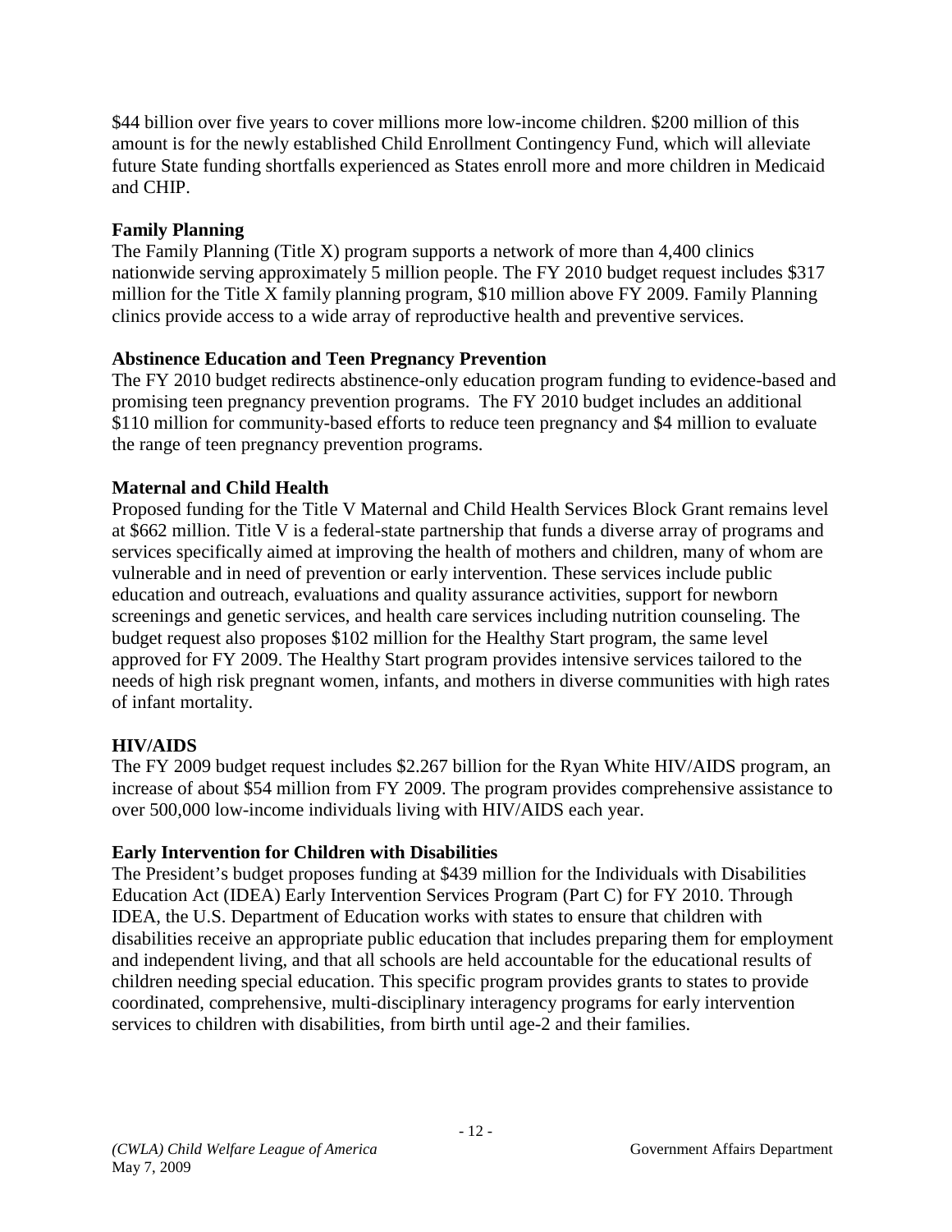$44 billion over five years to cover millions more low-income children. $200 million of this amount is for the newly established Child Enrollment Contingency Fund, which will alleviate future State funding shortfalls experienced as States enroll more and more children in Medicaid and CHIP.

**Family Planning**

The Family Planning (Title X) program supports a network of more than 4,400 clinics nationwide serving approximately 5 million people. The FY 2010 budget request includes $317 million for the Title X family planning program, $10 million above FY 2009. Family Planning clinics provide access to a wide array of reproductive health and preventive services.

**Abstinence Education and Teen Pregnancy Prevention**

The FY 2010 budget redirects abstinence-only education program funding to evidence-based and promising teen pregnancy prevention programs. The FY 2010 budget includes an additional $110 million for community-based efforts to reduce teen pregnancy and $4 million to evaluate the range of teen pregnancy prevention programs.

**Maternal and Child Health**

Proposed funding for the Title V Maternal and Child Health Services Block Grant remains level at $662 million. Title V is a federal-state partnership that funds a diverse array of programs and services specifically aimed at improving the health of mothers and children, many of whom are vulnerable and in need of prevention or early intervention. These services include public education and outreach, evaluations and quality assurance activities, support for newborn screenings and genetic services, and health care services including nutrition counseling. The budget request also proposes $102 million for the Healthy Start program, the same level approved for FY 2009. The Healthy Start program provides intensive services tailored to the needs of high risk pregnant women, infants, and mothers in diverse communities with high rates of infant mortality.

**HIV/AIDS**

The FY 2009 budget request includes $2.267 billion for the Ryan White HIV/AIDS program, an increase of about $54 million from FY 2009. The program provides comprehensive assistance to over 500,000 low-income individuals living with HIV/AIDS each year.

**Early Intervention for Children with Disabilities**

The President's budget proposes funding at $439 million for the Individuals with Disabilities Education Act (IDEA) Early Intervention Services Program (Part C) for FY 2010. Through IDEA, the U.S. Department of Education works with states to ensure that children with disabilities receive an appropriate public education that includes preparing them for employment and independent living, and that all schools are held accountable for the educational results of children needing special education. This specific program provides grants to states to provide coordinated, comprehensive, multi-disciplinary interagency programs for early intervention services to children with disabilities, from birth until age-2 and their families.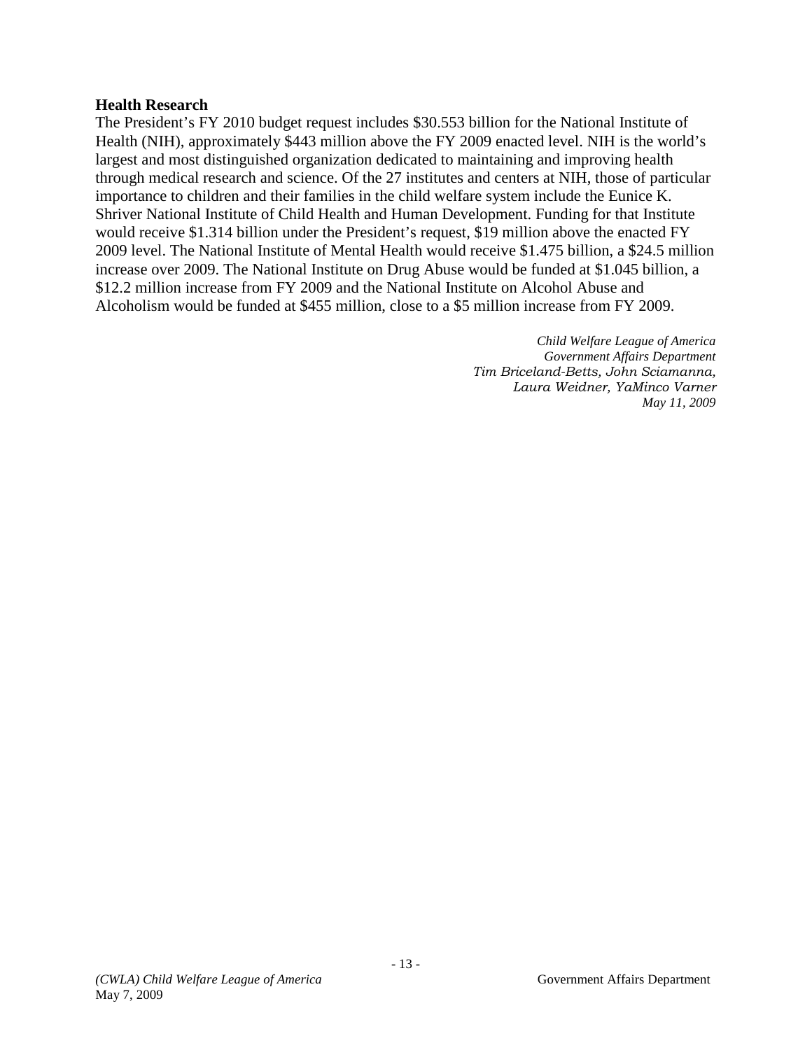**Health Research**

The President's FY 2010 budget request includes $30.553 billion for the National Institute of Health (NIH), approximately $443 million above the FY 2009 enacted level. NIH is the world's largest and most distinguished organization dedicated to maintaining and improving health through medical research and science. Of the 27 institutes and centers at NIH, those of particular importance to children and their families in the child welfare system include the Eunice K. Shriver National Institute of Child Health and Human Development. Funding for that Institute would receive $1.314 billion under the President's request, $19 million above the enacted FY 2009 level. The National Institute of Mental Health would receive $1.475 billion, a $24.5 million increase over 2009. The National Institute on Drug Abuse would be funded at $1.045 billion, a $12.2 million increase from FY 2009 and the National Institute on Alcohol Abuse and Alcoholism would be funded at $455 million, close to a $5 million increase from FY 2009.

*Child Welfare League of America*
*Government Affairs Department*
*Tim Briceland-Betts, John Sciamanna,*
*Laura Weidner, YaMinco Varner*
*May 11, 2009*